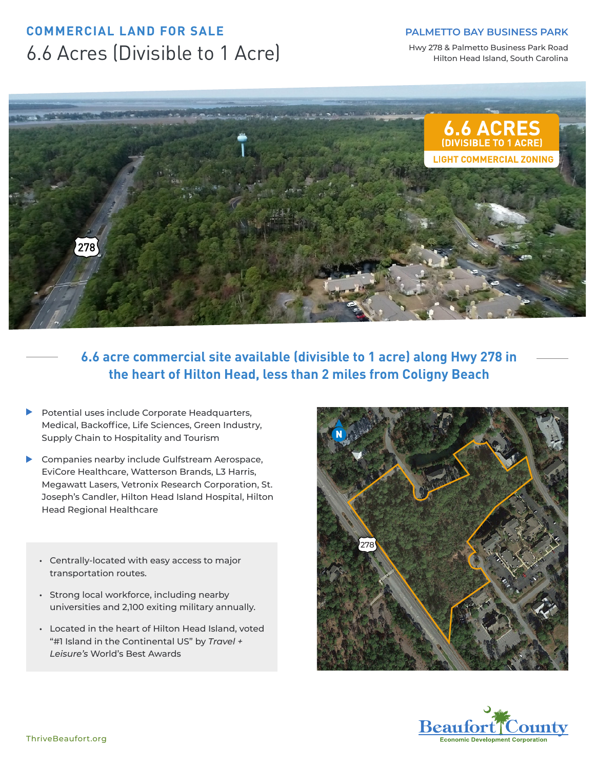# COMMERCIAL LAND FOR SALE

## 6.6 Acres (Divisible to 1 Acre)

**PALMETTO BAY BUSINESS PARK**

Hwy 278 & Palmetto Business Park Road
Hilton Head Island, South Carolina

**6.6 ACRES**
**(DIVISIBLE TO 1 ACRE)**
**LIGHT COMMERCIAL ZONING**

### 6.6 acre commercial site available (divisible to 1 acre) along Hwy 278 in the heart of Hilton Head, less than 2 miles from Coligny Beach

- Potential uses include Corporate Headquarters, Medical, Backoffice, Life Sciences, Green Industry, Supply Chain to Hospitality and Tourism
- Companies nearby include Gulfstream Aerospace, EviCore Healthcare, Watterson Brands, L3 Harris, Megawatt Lasers, Vetronix Research Corporation, St. Joseph's Candler, Hilton Head Island Hospital, Hilton Head Regional Healthcare

- Centrally-located with easy access to major transportation routes.
- Strong local workforce, including nearby universities and 2,100 exiting military annually.
- Located in the heart of Hilton Head Island, voted "#1 Island in the Continental US" by *Travel + Leisure's* World's Best Awards

ThriveBeaufort.org

Beaufort County
Economic Development Corporation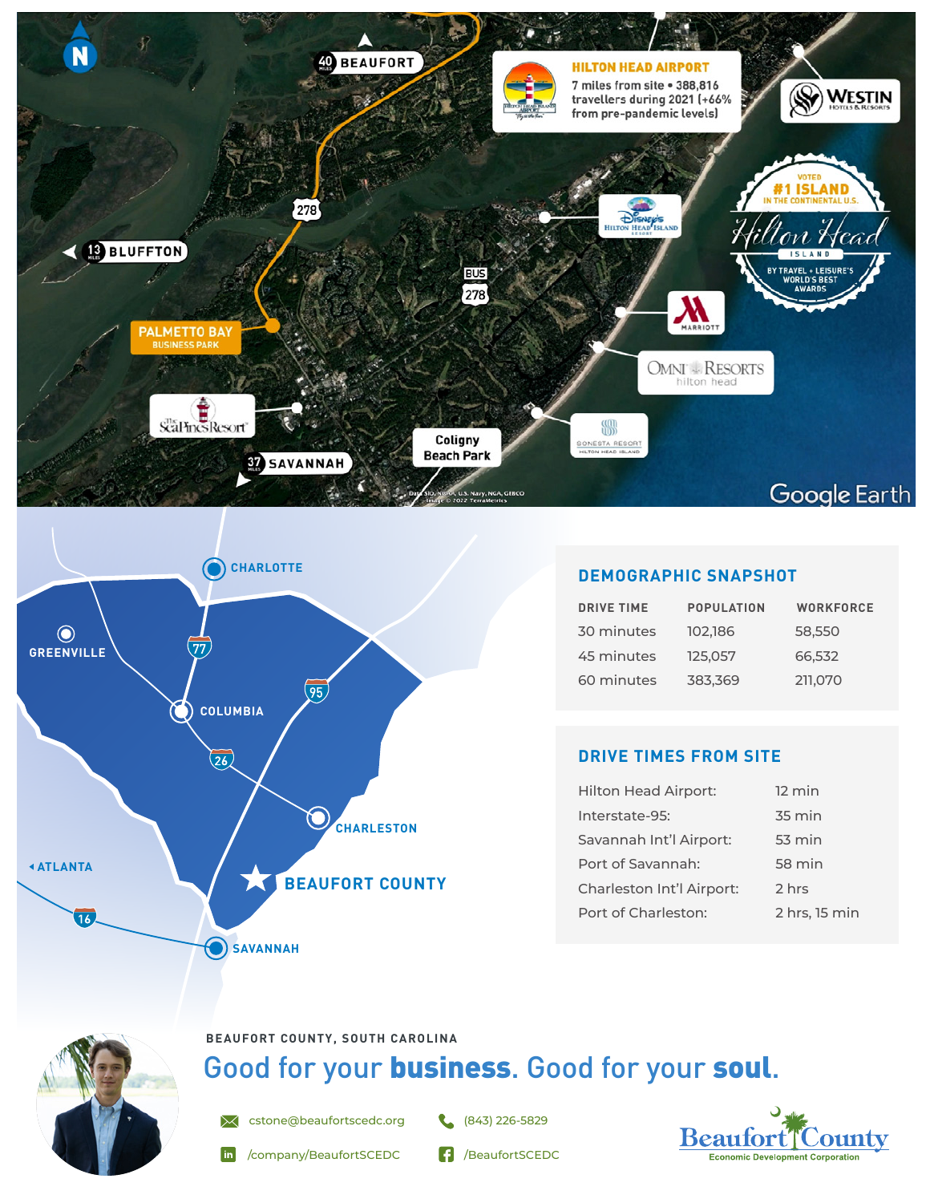HILTON HEAD AIRPORT

7 miles from site • 388,816 travellers during 2021 (+66% from pre-pandemic levels)

40 MILES BEAUFORT

13 MILES BLUFFTON

37 MILES SAVANNAH

PALMETTO BAY BUSINESS PARK

278

BUS 278

WESTIN HOTELS & RESORTS

VOTED #1 ISLAND IN THE CONTINENTAL U.S.

Hilton Head ISLAND

BY TRAVEL + LEISURE'S WORLD'S BEST AWARDS

Disney's Hilton Head Island Resort

MARRIOTT

OMNI RESORTS hilton head

SONESTA RESORT HILTON HEAD ISLAND

The Sea Pines Resort

Coligny Beach Park

CHARLOTTE

GREENVILLE

COLUMBIA

CHARLESTON

ATLANTA

SAVANNAH

BEAUFORT COUNTY

77

95

26

16

## DEMOGRAPHIC SNAPSHOT

| DRIVE TIME | POPULATION | WORKFORCE |
|---|---|---|
| 30 minutes | 102,186 | 58,550 |
| 45 minutes | 125,057 | 66,532 |
| 60 minutes | 383,369 | 211,070 |

## DRIVE TIMES FROM SITE

| | |
|---|---|
| Hilton Head Airport: | 12 min |
| Interstate-95: | 35 min |
| Savannah Int'l Airport: | 53 min |
| Port of Savannah: | 58 min |
| Charleston Int'l Airport: | 2 hrs |
| Port of Charleston: | 2 hrs, 15 min |

BEAUFORT COUNTY, SOUTH CAROLINA

Good for your **business**. Good for your **soul**.

cstone@beaufortscedc.org

(843) 226-5829

/company/BeaufortSCEDC

/BeaufortSCEDC

Beaufort County Economic Development Corporation